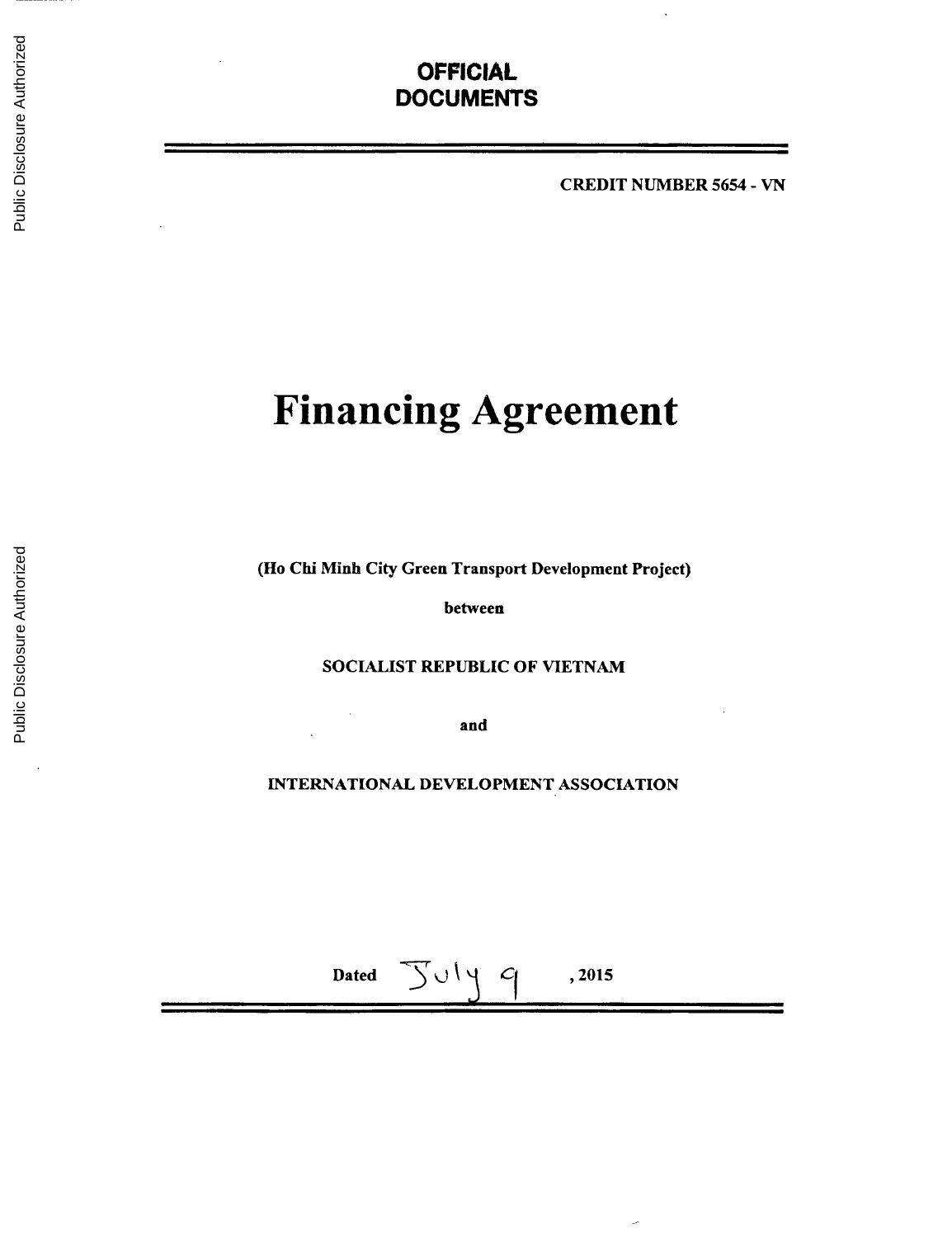**OFFICIAL DOCUMENTS**

CREDIT NUMBER 5654 - VN

# Financing Agreement

**(Ho Chi Minh City Green Transport Development Project)**

**between**

**SOCIALIST REPUBLIC OF VIETNAM**

**and**

**INTERNATIONAL DEVELOPMENT ASSOCIATION**

**Dated** July 9 **, 2015**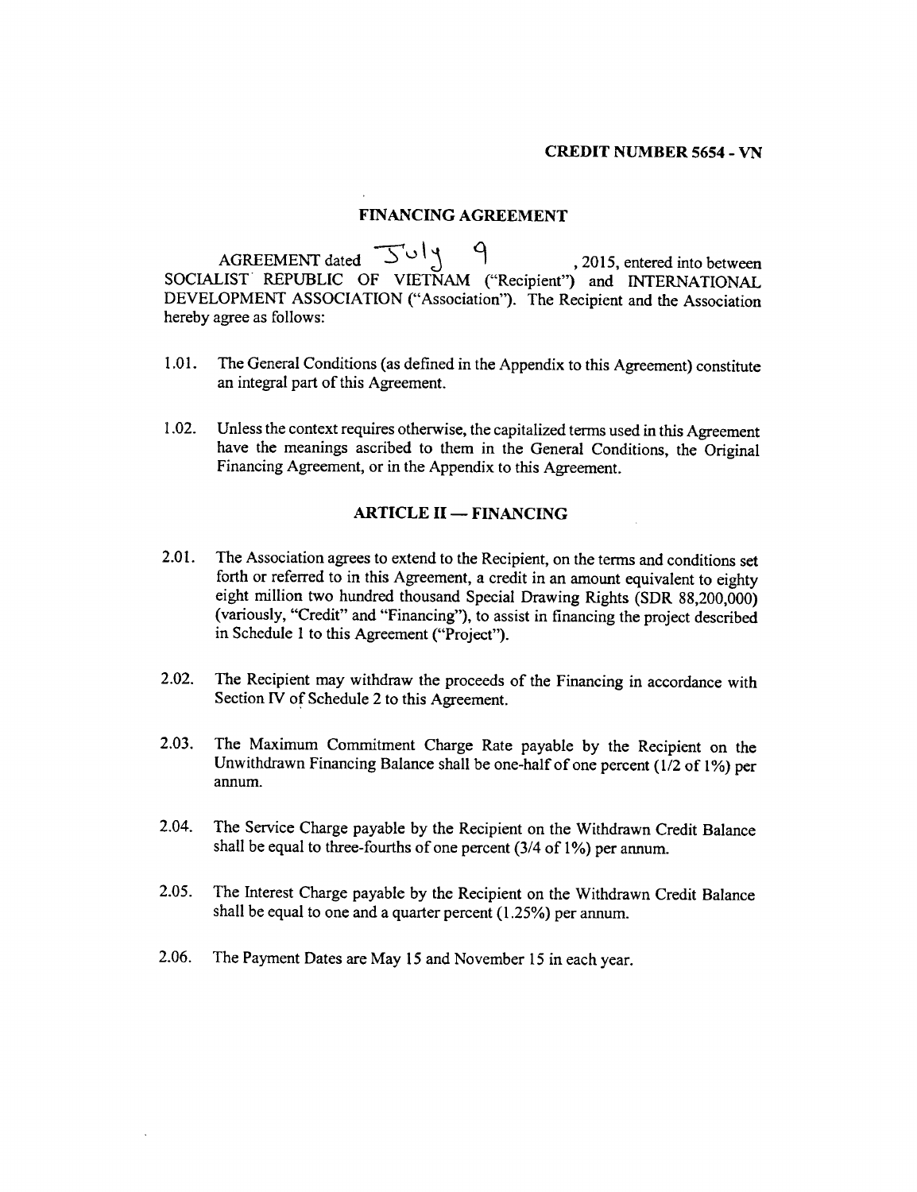**CREDIT NUMBER 5654 - VN**

## FINANCING AGREEMENT

AGREEMENT dated July 9, 2015, entered into between SOCIALIST REPUBLIC OF VIETNAM ("Recipient") and INTERNATIONAL DEVELOPMENT ASSOCIATION ("Association"). The Recipient and the Association hereby agree as follows:

1.01. The General Conditions (as defined in the Appendix to this Agreement) constitute an integral part of this Agreement.

1.02. Unless the context requires otherwise, the capitalized terms used in this Agreement have the meanings ascribed to them in the General Conditions, the Original Financing Agreement, or in the Appendix to this Agreement.

## ARTICLE II — FINANCING

2.01. The Association agrees to extend to the Recipient, on the terms and conditions set forth or referred to in this Agreement, a credit in an amount equivalent to eighty eight million two hundred thousand Special Drawing Rights (SDR 88,200,000) (variously, "Credit" and "Financing"), to assist in financing the project described in Schedule 1 to this Agreement ("Project").

2.02. The Recipient may withdraw the proceeds of the Financing in accordance with Section IV of Schedule 2 to this Agreement.

2.03. The Maximum Commitment Charge Rate payable by the Recipient on the Unwithdrawn Financing Balance shall be one-half of one percent (1/2 of 1%) per annum.

2.04. The Service Charge payable by the Recipient on the Withdrawn Credit Balance shall be equal to three-fourths of one percent (3/4 of 1%) per annum.

2.05. The Interest Charge payable by the Recipient on the Withdrawn Credit Balance shall be equal to one and a quarter percent (1.25%) per annum.

2.06. The Payment Dates are May 15 and November 15 in each year.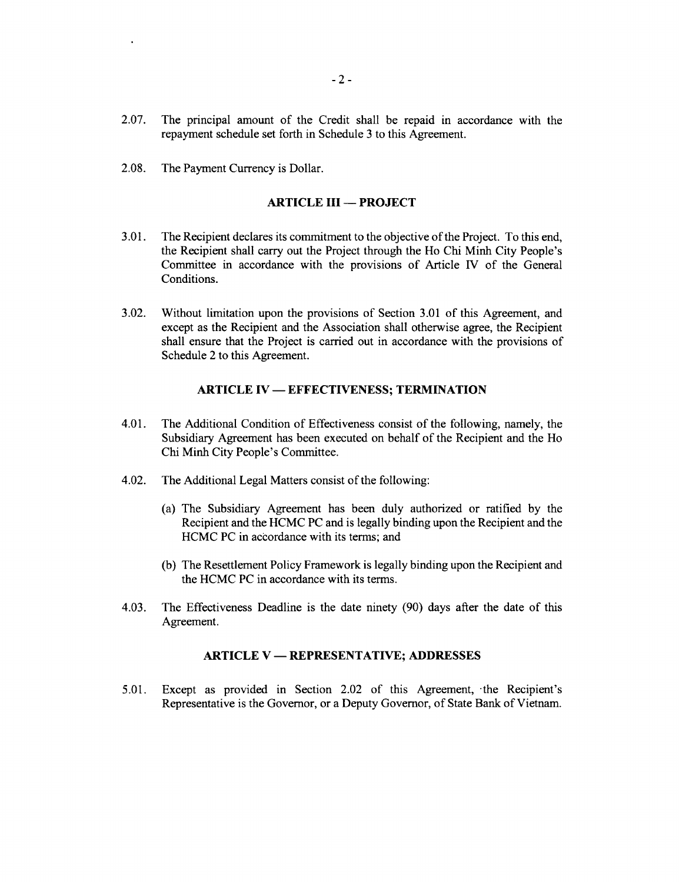2.07. The principal amount of the Credit shall be repaid in accordance with the repayment schedule set forth in Schedule 3 to this Agreement.

2.08. The Payment Currency is Dollar.

## ARTICLE III — PROJECT

3.01. The Recipient declares its commitment to the objective of the Project. To this end, the Recipient shall carry out the Project through the Ho Chi Minh City People's Committee in accordance with the provisions of Article IV of the General Conditions.

3.02. Without limitation upon the provisions of Section 3.01 of this Agreement, and except as the Recipient and the Association shall otherwise agree, the Recipient shall ensure that the Project is carried out in accordance with the provisions of Schedule 2 to this Agreement.

## ARTICLE IV — EFFECTIVENESS; TERMINATION

4.01. The Additional Condition of Effectiveness consist of the following, namely, the Subsidiary Agreement has been executed on behalf of the Recipient and the Ho Chi Minh City People's Committee.

4.02. The Additional Legal Matters consist of the following:

(a) The Subsidiary Agreement has been duly authorized or ratified by the Recipient and the HCMC PC and is legally binding upon the Recipient and the HCMC PC in accordance with its terms; and

(b) The Resettlement Policy Framework is legally binding upon the Recipient and the HCMC PC in accordance with its terms.

4.03. The Effectiveness Deadline is the date ninety (90) days after the date of this Agreement.

## ARTICLE V — REPRESENTATIVE; ADDRESSES

5.01. Except as provided in Section 2.02 of this Agreement, the Recipient's Representative is the Governor, or a Deputy Governor, of State Bank of Vietnam.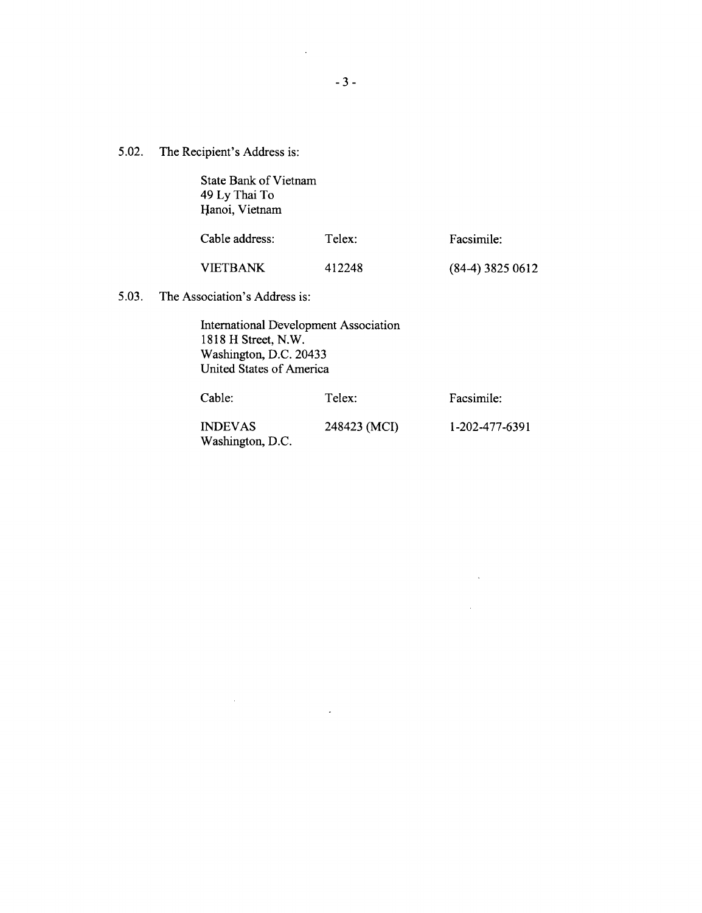5.02. The Recipient's Address is:

State Bank of Vietnam
49 Ly Thai To
Hanoi, Vietnam

| Cable address: | Telex: | Facsimile: |
|---|---|---|
| VIETBANK | 412248 | (84-4) 3825 0612 |

5.03. The Association's Address is:

International Development Association
1818 H Street, N.W.
Washington, D.C. 20433
United States of America

| Cable: | Telex: | Facsimile: |
|---|---|---|
| INDEVAS Washington, D.C. | 248423 (MCI) | 1-202-477-6391 |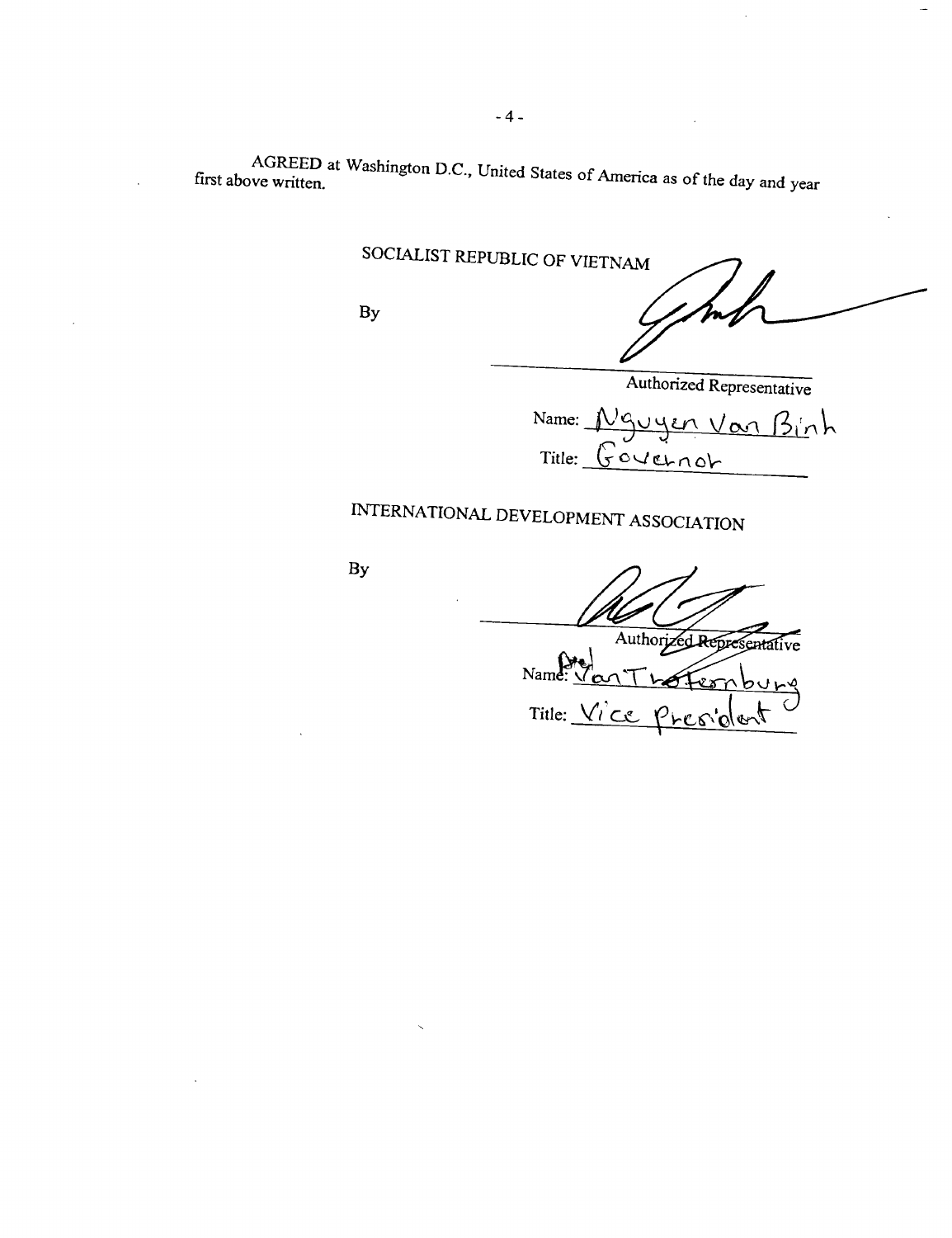AGREED at Washington D.C., United States of America as of the day and year first above written.

SOCIALIST REPUBLIC OF VIETNAM

By

Authorized Representative

Name: Nguyen Van Binh

Title: Governor

INTERNATIONAL DEVELOPMENT ASSOCIATION

By

Authorized Representative

Name: Jan Trotternburg

Title: Vice President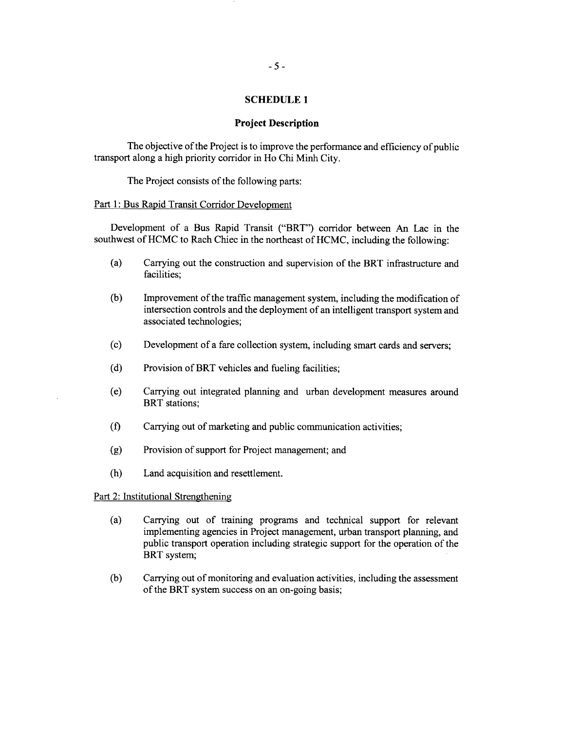## SCHEDULE 1

### Project Description

The objective of the Project is to improve the performance and efficiency of public transport along a high priority corridor in Ho Chi Minh City.

The Project consists of the following parts:

Part 1: Bus Rapid Transit Corridor Development

Development of a Bus Rapid Transit ("BRT") corridor between An Lac in the southwest of HCMC to Rach Chiec in the northeast of HCMC, including the following:

(a) Carrying out the construction and supervision of the BRT infrastructure and facilities;

(b) Improvement of the traffic management system, including the modification of intersection controls and the deployment of an intelligent transport system and associated technologies;

(c) Development of a fare collection system, including smart cards and servers;

(d) Provision of BRT vehicles and fueling facilities;

(e) Carrying out integrated planning and urban development measures around BRT stations;

(f) Carrying out of marketing and public communication activities;

(g) Provision of support for Project management; and

(h) Land acquisition and resettlement.

Part 2: Institutional Strengthening

(a) Carrying out of training programs and technical support for relevant implementing agencies in Project management, urban transport planning, and public transport operation including strategic support for the operation of the BRT system;

(b) Carrying out of monitoring and evaluation activities, including the assessment of the BRT system success on an on-going basis;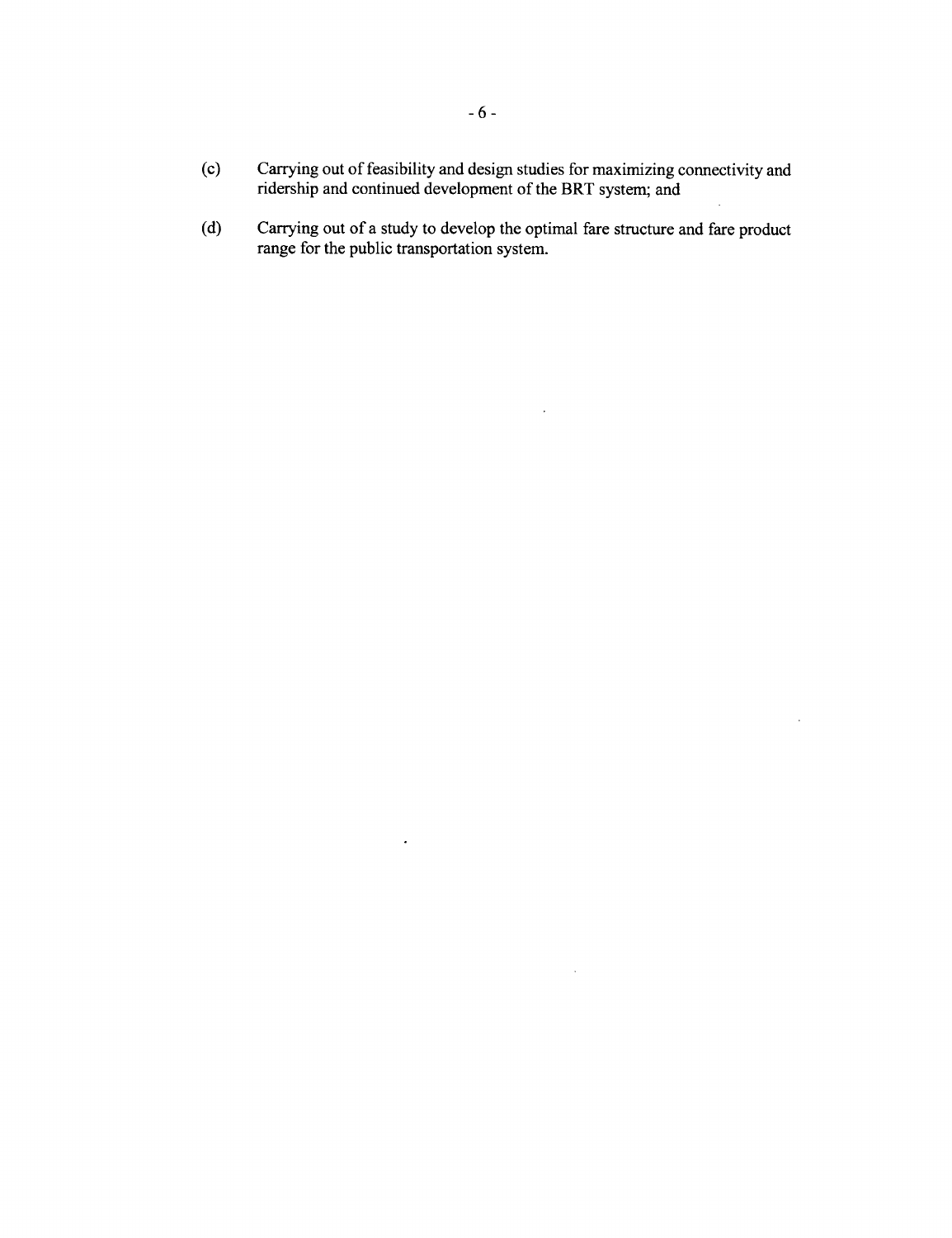(c) Carrying out of feasibility and design studies for maximizing connectivity and ridership and continued development of the BRT system; and

(d) Carrying out of a study to develop the optimal fare structure and fare product range for the public transportation system.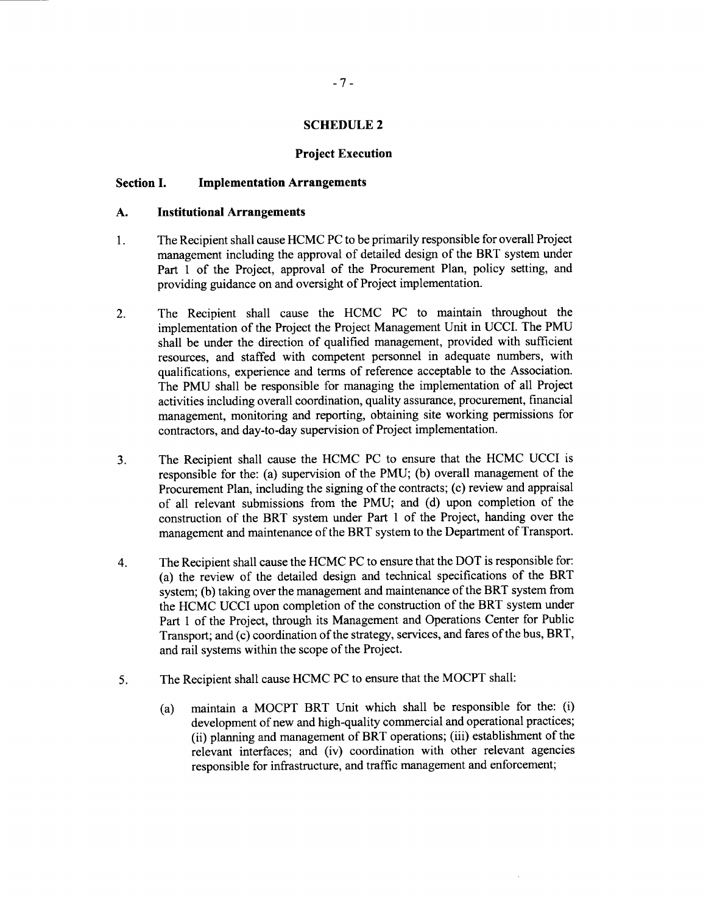# SCHEDULE 2

## Project Execution

### Section I. Implementation Arrangements

#### A. Institutional Arrangements

1. The Recipient shall cause HCMC PC to be primarily responsible for overall Project management including the approval of detailed design of the BRT system under Part 1 of the Project, approval of the Procurement Plan, policy setting, and providing guidance on and oversight of Project implementation.

2. The Recipient shall cause the HCMC PC to maintain throughout the implementation of the Project the Project Management Unit in UCCI. The PMU shall be under the direction of qualified management, provided with sufficient resources, and staffed with competent personnel in adequate numbers, with qualifications, experience and terms of reference acceptable to the Association. The PMU shall be responsible for managing the implementation of all Project activities including overall coordination, quality assurance, procurement, financial management, monitoring and reporting, obtaining site working permissions for contractors, and day-to-day supervision of Project implementation.

3. The Recipient shall cause the HCMC PC to ensure that the HCMC UCCI is responsible for the: (a) supervision of the PMU; (b) overall management of the Procurement Plan, including the signing of the contracts; (c) review and appraisal of all relevant submissions from the PMU; and (d) upon completion of the construction of the BRT system under Part 1 of the Project, handing over the management and maintenance of the BRT system to the Department of Transport.

4. The Recipient shall cause the HCMC PC to ensure that the DOT is responsible for: (a) the review of the detailed design and technical specifications of the BRT system; (b) taking over the management and maintenance of the BRT system from the HCMC UCCI upon completion of the construction of the BRT system under Part 1 of the Project, through its Management and Operations Center for Public Transport; and (c) coordination of the strategy, services, and fares of the bus, BRT, and rail systems within the scope of the Project.

5. The Recipient shall cause HCMC PC to ensure that the MOCPT shall:

   (a) maintain a MOCPT BRT Unit which shall be responsible for the: (i) development of new and high-quality commercial and operational practices; (ii) planning and management of BRT operations; (iii) establishment of the relevant interfaces; and (iv) coordination with other relevant agencies responsible for infrastructure, and traffic management and enforcement;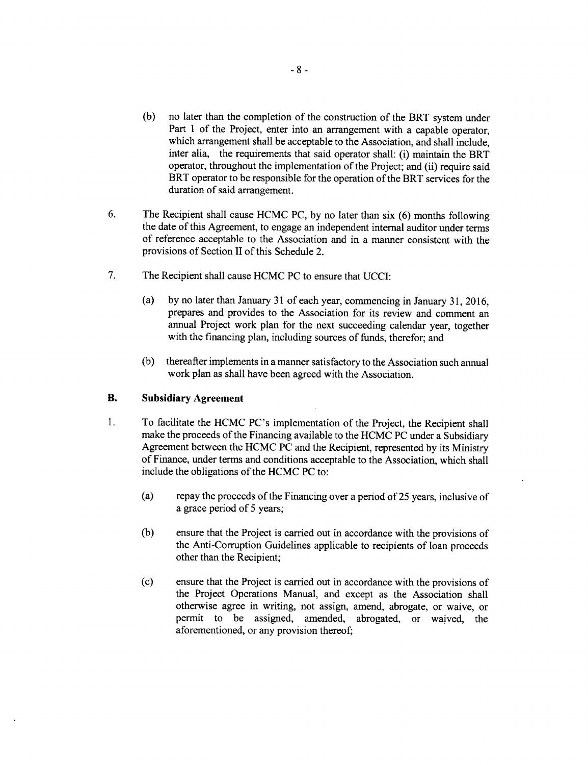(b) no later than the completion of the construction of the BRT system under Part 1 of the Project, enter into an arrangement with a capable operator, which arrangement shall be acceptable to the Association, and shall include, inter alia, the requirements that said operator shall: (i) maintain the BRT operator, throughout the implementation of the Project; and (ii) require said BRT operator to be responsible for the operation of the BRT services for the duration of said arrangement.

6. The Recipient shall cause HCMC PC, by no later than six (6) months following the date of this Agreement, to engage an independent internal auditor under terms of reference acceptable to the Association and in a manner consistent with the provisions of Section II of this Schedule 2.

7. The Recipient shall cause HCMC PC to ensure that UCCI:

(a) by no later than January 31 of each year, commencing in January 31, 2016, prepares and provides to the Association for its review and comment an annual Project work plan for the next succeeding calendar year, together with the financing plan, including sources of funds, therefor; and

(b) thereafter implements in a manner satisfactory to the Association such annual work plan as shall have been agreed with the Association.

## B. Subsidiary Agreement

1. To facilitate the HCMC PC's implementation of the Project, the Recipient shall make the proceeds of the Financing available to the HCMC PC under a Subsidiary Agreement between the HCMC PC and the Recipient, represented by its Ministry of Finance, under terms and conditions acceptable to the Association, which shall include the obligations of the HCMC PC to:

(a) repay the proceeds of the Financing over a period of 25 years, inclusive of a grace period of 5 years;

(b) ensure that the Project is carried out in accordance with the provisions of the Anti-Corruption Guidelines applicable to recipients of loan proceeds other than the Recipient;

(c) ensure that the Project is carried out in accordance with the provisions of the Project Operations Manual, and except as the Association shall otherwise agree in writing, not assign, amend, abrogate, or waive, or permit to be assigned, amended, abrogated, or waived, the aforementioned, or any provision thereof;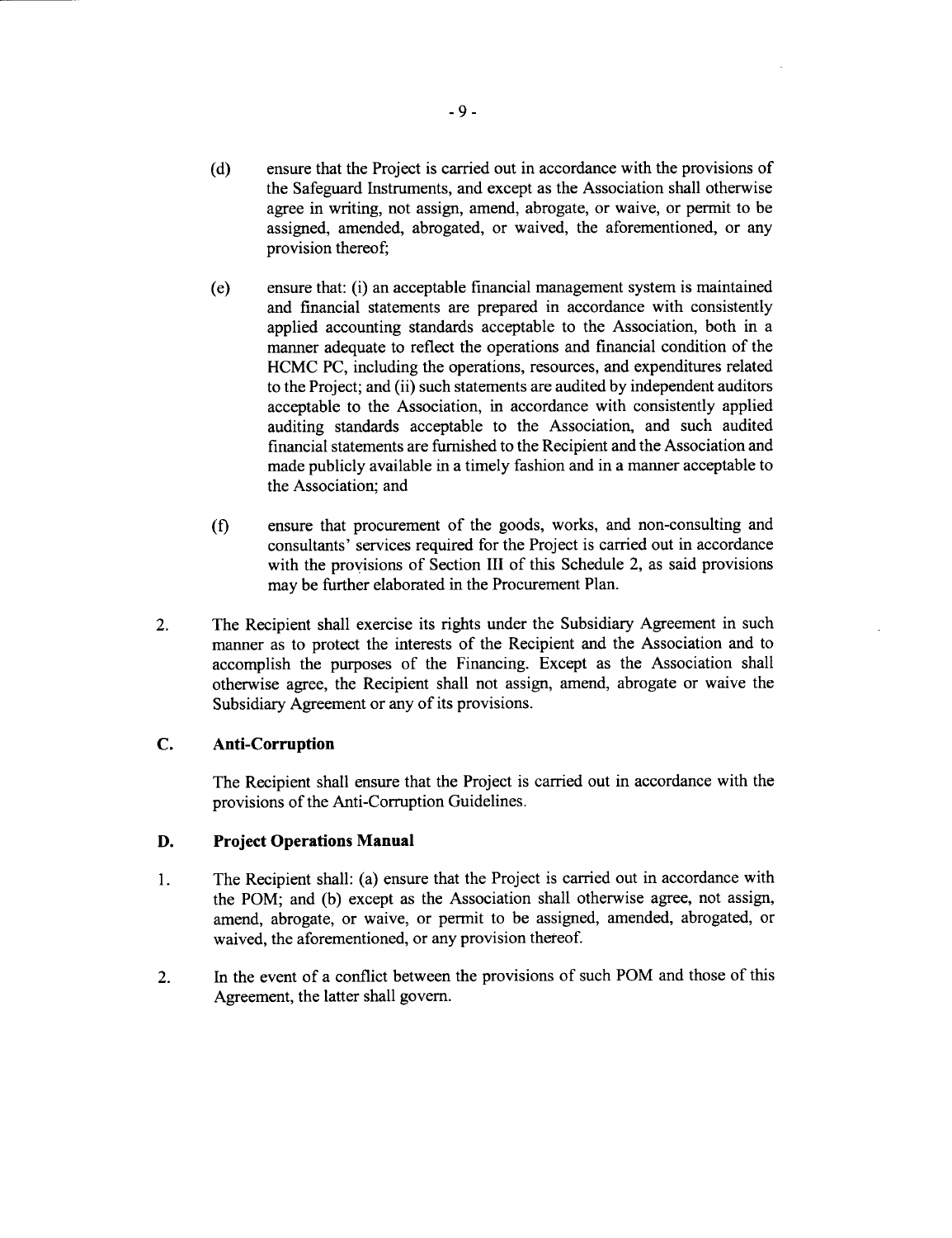(d) ensure that the Project is carried out in accordance with the provisions of the Safeguard Instruments, and except as the Association shall otherwise agree in writing, not assign, amend, abrogate, or waive, or permit to be assigned, amended, abrogated, or waived, the aforementioned, or any provision thereof;

(e) ensure that: (i) an acceptable financial management system is maintained and financial statements are prepared in accordance with consistently applied accounting standards acceptable to the Association, both in a manner adequate to reflect the operations and financial condition of the HCMC PC, including the operations, resources, and expenditures related to the Project; and (ii) such statements are audited by independent auditors acceptable to the Association, in accordance with consistently applied auditing standards acceptable to the Association, and such audited financial statements are furnished to the Recipient and the Association and made publicly available in a timely fashion and in a manner acceptable to the Association; and

(f) ensure that procurement of the goods, works, and non-consulting and consultants' services required for the Project is carried out in accordance with the provisions of Section III of this Schedule 2, as said provisions may be further elaborated in the Procurement Plan.

2. The Recipient shall exercise its rights under the Subsidiary Agreement in such manner as to protect the interests of the Recipient and the Association and to accomplish the purposes of the Financing. Except as the Association shall otherwise agree, the Recipient shall not assign, amend, abrogate or waive the Subsidiary Agreement or any of its provisions.

### C. Anti-Corruption

The Recipient shall ensure that the Project is carried out in accordance with the provisions of the Anti-Corruption Guidelines.

### D. Project Operations Manual

1. The Recipient shall: (a) ensure that the Project is carried out in accordance with the POM; and (b) except as the Association shall otherwise agree, not assign, amend, abrogate, or waive, or permit to be assigned, amended, abrogated, or waived, the aforementioned, or any provision thereof.

2. In the event of a conflict between the provisions of such POM and those of this Agreement, the latter shall govern.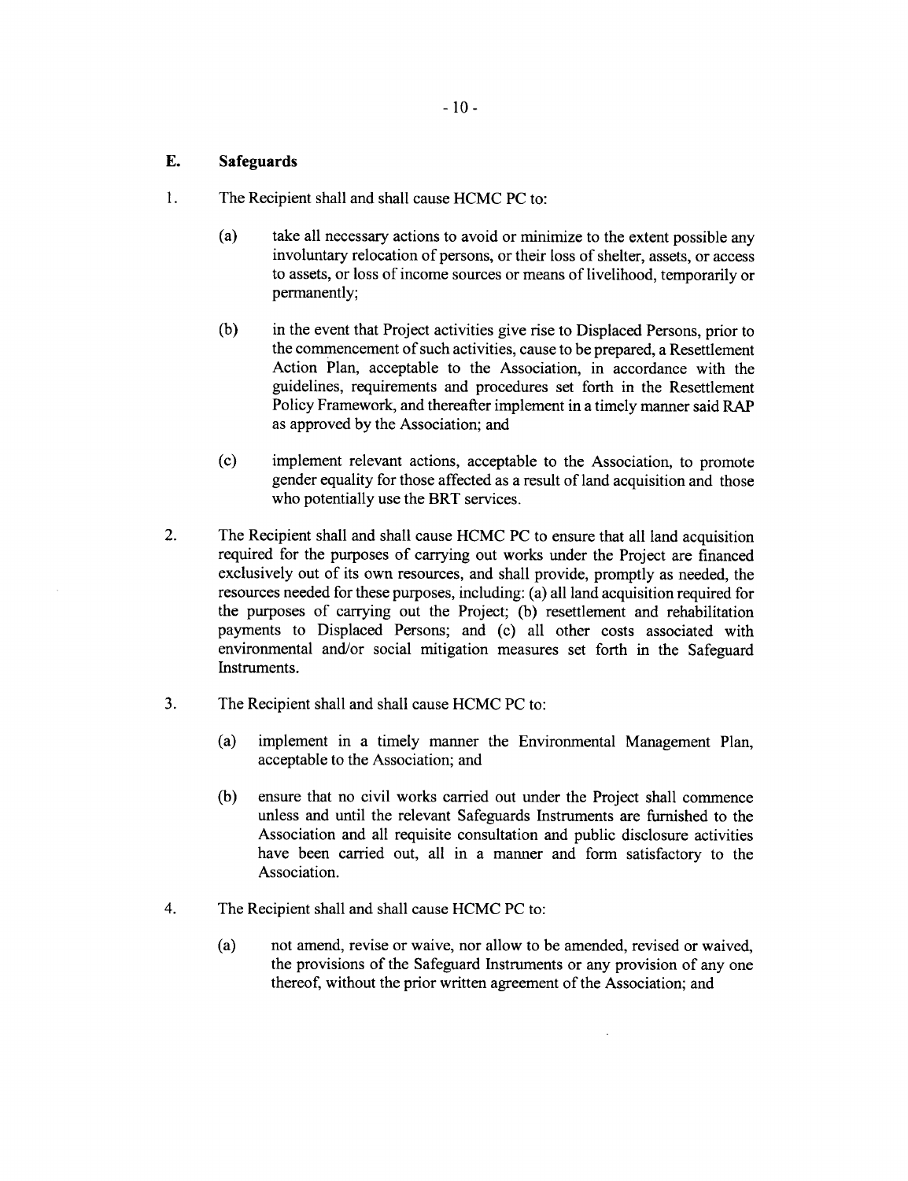## E. Safeguards

1. The Recipient shall and shall cause HCMC PC to:

   (a) take all necessary actions to avoid or minimize to the extent possible any involuntary relocation of persons, or their loss of shelter, assets, or access to assets, or loss of income sources or means of livelihood, temporarily or permanently;

   (b) in the event that Project activities give rise to Displaced Persons, prior to the commencement of such activities, cause to be prepared, a Resettlement Action Plan, acceptable to the Association, in accordance with the guidelines, requirements and procedures set forth in the Resettlement Policy Framework, and thereafter implement in a timely manner said RAP as approved by the Association; and

   (c) implement relevant actions, acceptable to the Association, to promote gender equality for those affected as a result of land acquisition and those who potentially use the BRT services.

2. The Recipient shall and shall cause HCMC PC to ensure that all land acquisition required for the purposes of carrying out works under the Project are financed exclusively out of its own resources, and shall provide, promptly as needed, the resources needed for these purposes, including: (a) all land acquisition required for the purposes of carrying out the Project; (b) resettlement and rehabilitation payments to Displaced Persons; and (c) all other costs associated with environmental and/or social mitigation measures set forth in the Safeguard Instruments.

3. The Recipient shall and shall cause HCMC PC to:

   (a) implement in a timely manner the Environmental Management Plan, acceptable to the Association; and

   (b) ensure that no civil works carried out under the Project shall commence unless and until the relevant Safeguards Instruments are furnished to the Association and all requisite consultation and public disclosure activities have been carried out, all in a manner and form satisfactory to the Association.

4. The Recipient shall and shall cause HCMC PC to:

   (a) not amend, revise or waive, nor allow to be amended, revised or waived, the provisions of the Safeguard Instruments or any provision of any one thereof, without the prior written agreement of the Association; and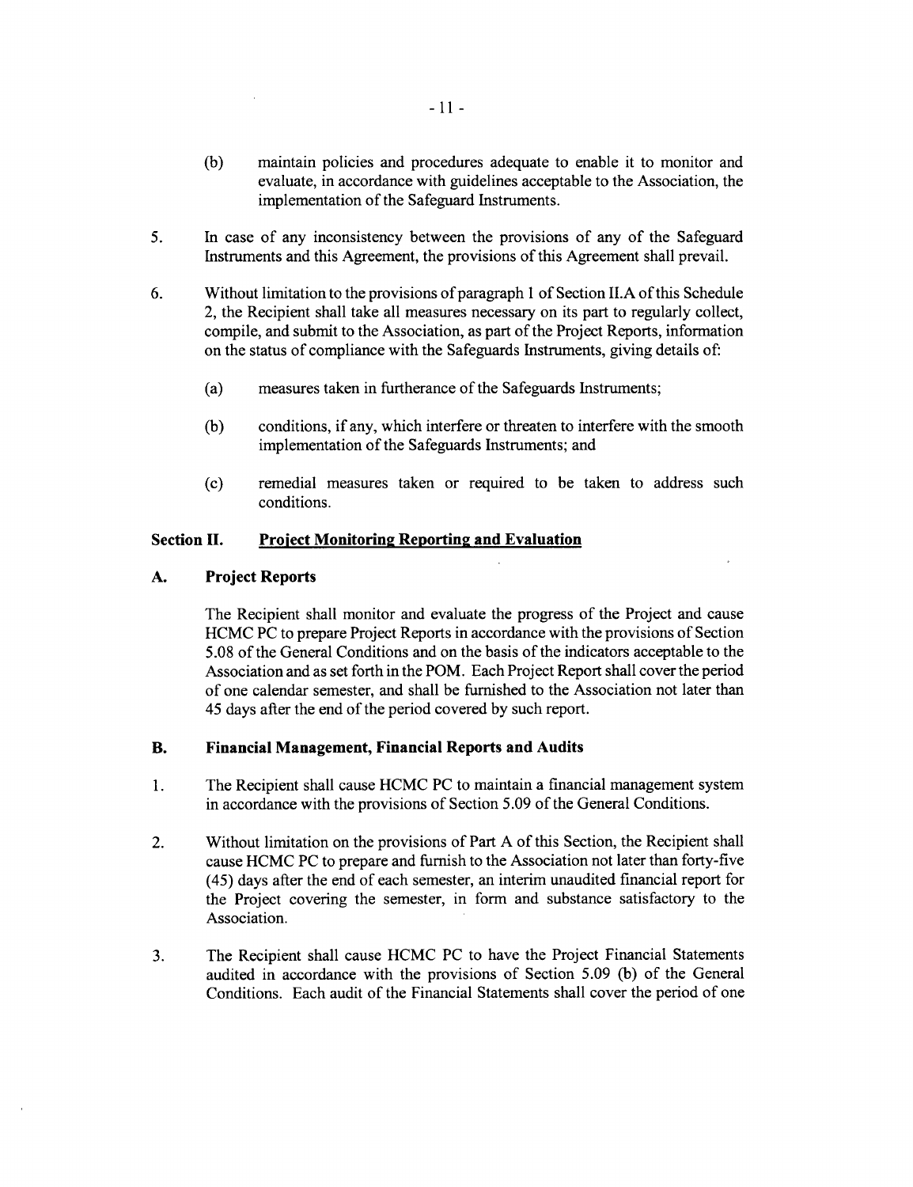(b) maintain policies and procedures adequate to enable it to monitor and evaluate, in accordance with guidelines acceptable to the Association, the implementation of the Safeguard Instruments.

5. In case of any inconsistency between the provisions of any of the Safeguard Instruments and this Agreement, the provisions of this Agreement shall prevail.

6. Without limitation to the provisions of paragraph 1 of Section II.A of this Schedule 2, the Recipient shall take all measures necessary on its part to regularly collect, compile, and submit to the Association, as part of the Project Reports, information on the status of compliance with the Safeguards Instruments, giving details of:

   (a) measures taken in furtherance of the Safeguards Instruments;

   (b) conditions, if any, which interfere or threaten to interfere with the smooth implementation of the Safeguards Instruments; and

   (c) remedial measures taken or required to be taken to address such conditions.

## Section II. Project Monitoring Reporting and Evaluation

### A. Project Reports

The Recipient shall monitor and evaluate the progress of the Project and cause HCMC PC to prepare Project Reports in accordance with the provisions of Section 5.08 of the General Conditions and on the basis of the indicators acceptable to the Association and as set forth in the POM. Each Project Report shall cover the period of one calendar semester, and shall be furnished to the Association not later than 45 days after the end of the period covered by such report.

### B. Financial Management, Financial Reports and Audits

1. The Recipient shall cause HCMC PC to maintain a financial management system in accordance with the provisions of Section 5.09 of the General Conditions.

2. Without limitation on the provisions of Part A of this Section, the Recipient shall cause HCMC PC to prepare and furnish to the Association not later than forty-five (45) days after the end of each semester, an interim unaudited financial report for the Project covering the semester, in form and substance satisfactory to the Association.

3. The Recipient shall cause HCMC PC to have the Project Financial Statements audited in accordance with the provisions of Section 5.09 (b) of the General Conditions. Each audit of the Financial Statements shall cover the period of one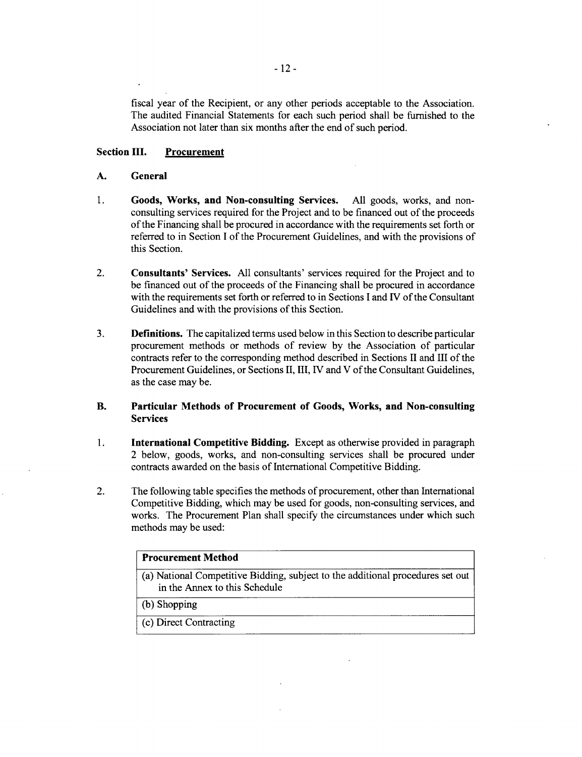fiscal year of the Recipient, or any other periods acceptable to the Association. The audited Financial Statements for each such period shall be furnished to the Association not later than six months after the end of such period.

## Section III. Procurement

### A. General

1. **Goods, Works, and Non-consulting Services.** All goods, works, and non-consulting services required for the Project and to be financed out of the proceeds of the Financing shall be procured in accordance with the requirements set forth or referred to in Section I of the Procurement Guidelines, and with the provisions of this Section.

2. **Consultants' Services.** All consultants' services required for the Project and to be financed out of the proceeds of the Financing shall be procured in accordance with the requirements set forth or referred to in Sections I and IV of the Consultant Guidelines and with the provisions of this Section.

3. **Definitions.** The capitalized terms used below in this Section to describe particular procurement methods or methods of review by the Association of particular contracts refer to the corresponding method described in Sections II and III of the Procurement Guidelines, or Sections II, III, IV and V of the Consultant Guidelines, as the case may be.

### B. Particular Methods of Procurement of Goods, Works, and Non-consulting Services

1. **International Competitive Bidding.** Except as otherwise provided in paragraph 2 below, goods, works, and non-consulting services shall be procured under contracts awarded on the basis of International Competitive Bidding.

2. The following table specifies the methods of procurement, other than International Competitive Bidding, which may be used for goods, non-consulting services, and works. The Procurement Plan shall specify the circumstances under which such methods may be used:

| **Procurement Method** |
|---|
| (a) National Competitive Bidding, subject to the additional procedures set out in the Annex to this Schedule |
| (b) Shopping |
| (c) Direct Contracting |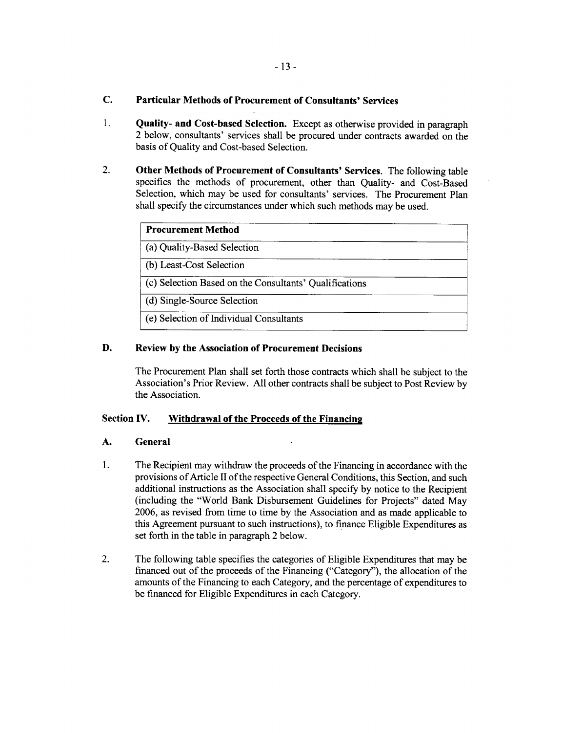### C. Particular Methods of Procurement of Consultants' Services

1. **Quality- and Cost-based Selection.** Except as otherwise provided in paragraph 2 below, consultants' services shall be procured under contracts awarded on the basis of Quality and Cost-based Selection.

2. **Other Methods of Procurement of Consultants' Services.** The following table specifies the methods of procurement, other than Quality- and Cost-Based Selection, which may be used for consultants' services. The Procurement Plan shall specify the circumstances under which such methods may be used.

| Procurement Method |
| --- |
| (a) Quality-Based Selection |
| (b) Least-Cost Selection |
| (c) Selection Based on the Consultants' Qualifications |
| (d) Single-Source Selection |
| (e) Selection of Individual Consultants |

### D. Review by the Association of Procurement Decisions

The Procurement Plan shall set forth those contracts which shall be subject to the Association's Prior Review. All other contracts shall be subject to Post Review by the Association.

## Section IV. Withdrawal of the Proceeds of the Financing

### A. General

1. The Recipient may withdraw the proceeds of the Financing in accordance with the provisions of Article II of the respective General Conditions, this Section, and such additional instructions as the Association shall specify by notice to the Recipient (including the "World Bank Disbursement Guidelines for Projects" dated May 2006, as revised from time to time by the Association and as made applicable to this Agreement pursuant to such instructions), to finance Eligible Expenditures as set forth in the table in paragraph 2 below.

2. The following table specifies the categories of Eligible Expenditures that may be financed out of the proceeds of the Financing ("Category"), the allocation of the amounts of the Financing to each Category, and the percentage of expenditures to be financed for Eligible Expenditures in each Category.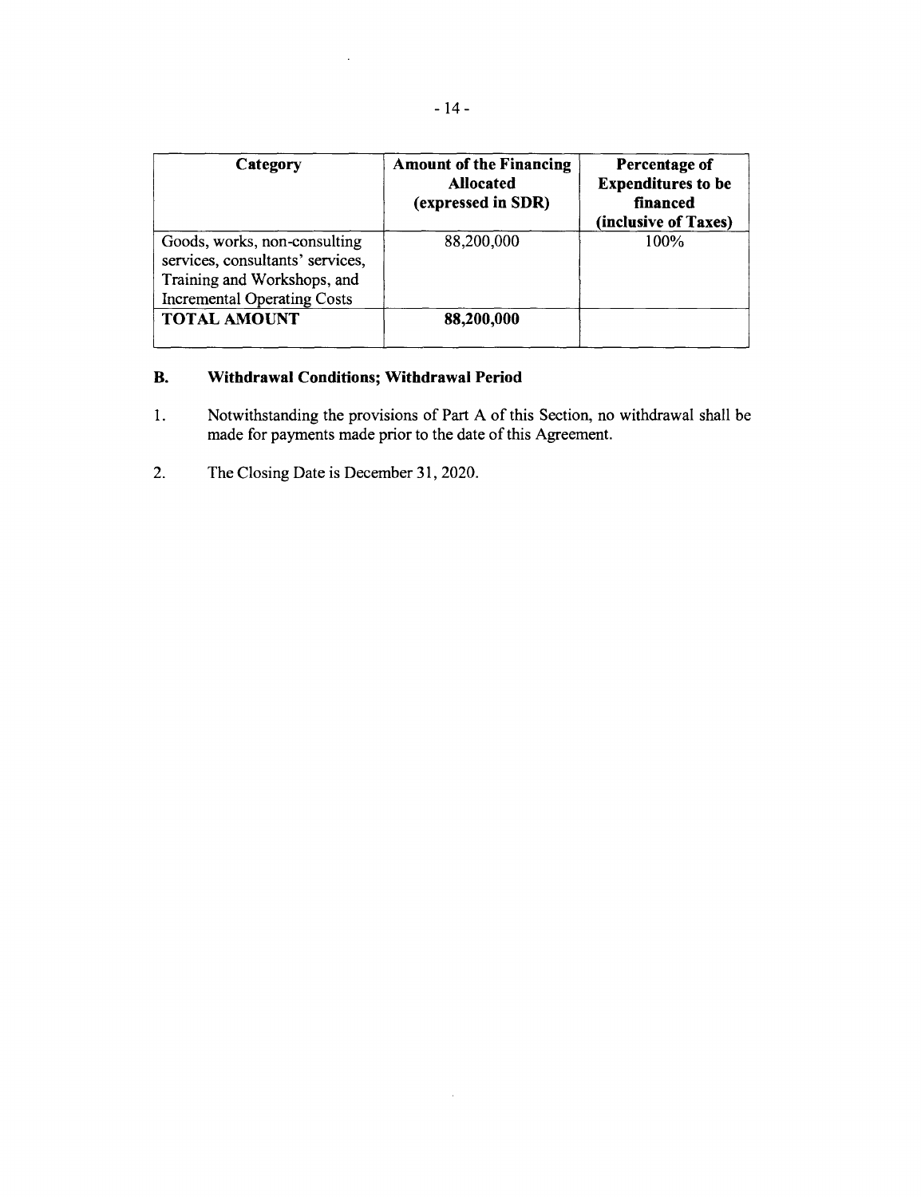| Category | Amount of the Financing Allocated (expressed in SDR) | Percentage of Expenditures to be financed (inclusive of Taxes) |
|---|---|---|
| Goods, works, non-consulting services, consultants' services, Training and Workshops, and Incremental Operating Costs | 88,200,000 | 100% |
| **TOTAL AMOUNT** | **88,200,000** | |

## B. Withdrawal Conditions; Withdrawal Period

1. Notwithstanding the provisions of Part A of this Section, no withdrawal shall be made for payments made prior to the date of this Agreement.

2. The Closing Date is December 31, 2020.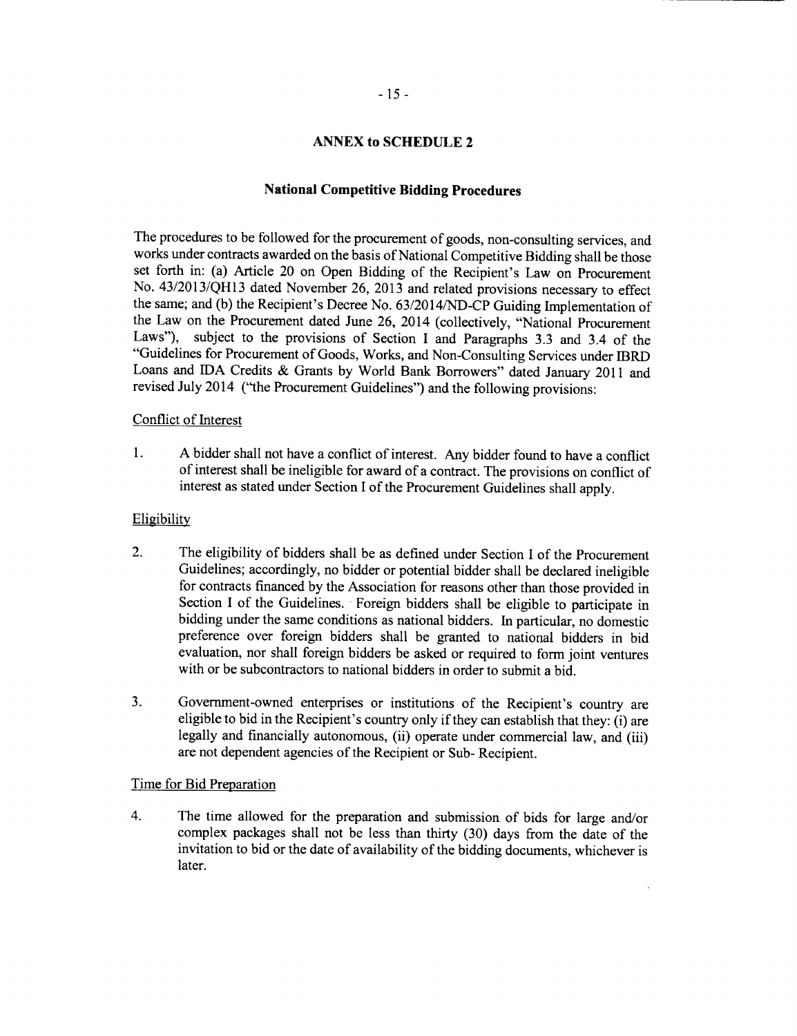## ANNEX to SCHEDULE 2

### National Competitive Bidding Procedures

The procedures to be followed for the procurement of goods, non-consulting services, and works under contracts awarded on the basis of National Competitive Bidding shall be those set forth in: (a) Article 20 on Open Bidding of the Recipient's Law on Procurement No. 43/2013/QH13 dated November 26, 2013 and related provisions necessary to effect the same; and (b) the Recipient's Decree No. 63/2014/ND-CP Guiding Implementation of the Law on the Procurement dated June 26, 2014 (collectively, "National Procurement Laws"), subject to the provisions of Section I and Paragraphs 3.3 and 3.4 of the "Guidelines for Procurement of Goods, Works, and Non-Consulting Services under IBRD Loans and IDA Credits & Grants by World Bank Borrowers" dated January 2011 and revised July 2014 ("the Procurement Guidelines") and the following provisions:

Conflict of Interest

1. A bidder shall not have a conflict of interest. Any bidder found to have a conflict of interest shall be ineligible for award of a contract. The provisions on conflict of interest as stated under Section I of the Procurement Guidelines shall apply.

Eligibility

2. The eligibility of bidders shall be as defined under Section I of the Procurement Guidelines; accordingly, no bidder or potential bidder shall be declared ineligible for contracts financed by the Association for reasons other than those provided in Section I of the Guidelines. Foreign bidders shall be eligible to participate in bidding under the same conditions as national bidders. In particular, no domestic preference over foreign bidders shall be granted to national bidders in bid evaluation, nor shall foreign bidders be asked or required to form joint ventures with or be subcontractors to national bidders in order to submit a bid.

3. Government-owned enterprises or institutions of the Recipient's country are eligible to bid in the Recipient's country only if they can establish that they: (i) are legally and financially autonomous, (ii) operate under commercial law, and (iii) are not dependent agencies of the Recipient or Sub- Recipient.

Time for Bid Preparation

4. The time allowed for the preparation and submission of bids for large and/or complex packages shall not be less than thirty (30) days from the date of the invitation to bid or the date of availability of the bidding documents, whichever is later.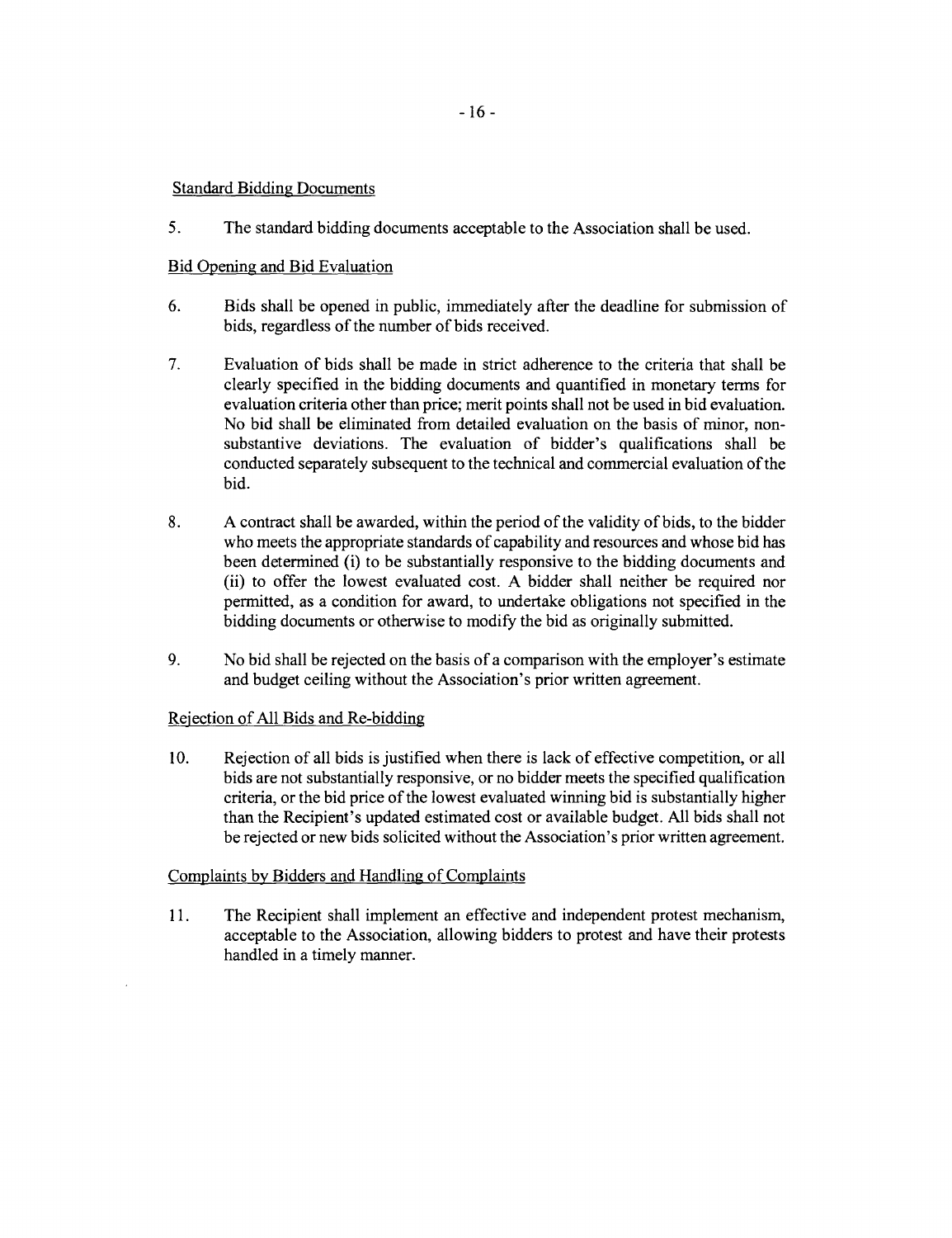Standard Bidding Documents

5. The standard bidding documents acceptable to the Association shall be used.

Bid Opening and Bid Evaluation

6. Bids shall be opened in public, immediately after the deadline for submission of bids, regardless of the number of bids received.

7. Evaluation of bids shall be made in strict adherence to the criteria that shall be clearly specified in the bidding documents and quantified in monetary terms for evaluation criteria other than price; merit points shall not be used in bid evaluation. No bid shall be eliminated from detailed evaluation on the basis of minor, non-substantive deviations. The evaluation of bidder's qualifications shall be conducted separately subsequent to the technical and commercial evaluation of the bid.

8. A contract shall be awarded, within the period of the validity of bids, to the bidder who meets the appropriate standards of capability and resources and whose bid has been determined (i) to be substantially responsive to the bidding documents and (ii) to offer the lowest evaluated cost. A bidder shall neither be required nor permitted, as a condition for award, to undertake obligations not specified in the bidding documents or otherwise to modify the bid as originally submitted.

9. No bid shall be rejected on the basis of a comparison with the employer's estimate and budget ceiling without the Association's prior written agreement.

Rejection of All Bids and Re-bidding

10. Rejection of all bids is justified when there is lack of effective competition, or all bids are not substantially responsive, or no bidder meets the specified qualification criteria, or the bid price of the lowest evaluated winning bid is substantially higher than the Recipient's updated estimated cost or available budget. All bids shall not be rejected or new bids solicited without the Association's prior written agreement.

Complaints by Bidders and Handling of Complaints

11. The Recipient shall implement an effective and independent protest mechanism, acceptable to the Association, allowing bidders to protest and have their protests handled in a timely manner.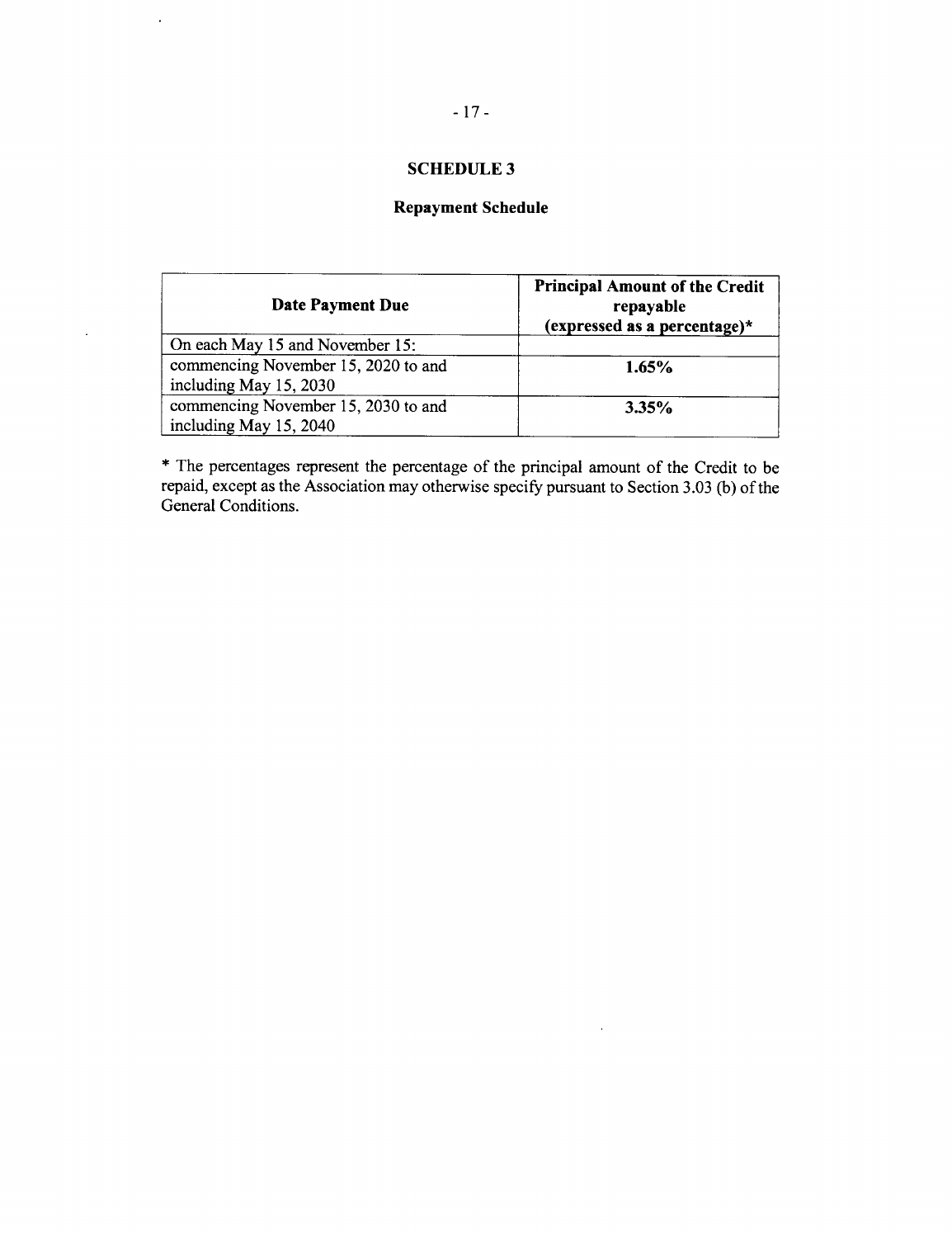## SCHEDULE 3

### Repayment Schedule

| Date Payment Due | Principal Amount of the Credit repayable (expressed as a percentage)* |
|---|---|
| On each May 15 and November 15: | |
| commencing November 15, 2020 to and including May 15, 2030 | **1.65%** |
| commencing November 15, 2030 to and including May 15, 2040 | **3.35%** |

* The percentages represent the percentage of the principal amount of the Credit to be repaid, except as the Association may otherwise specify pursuant to Section 3.03 (b) of the General Conditions.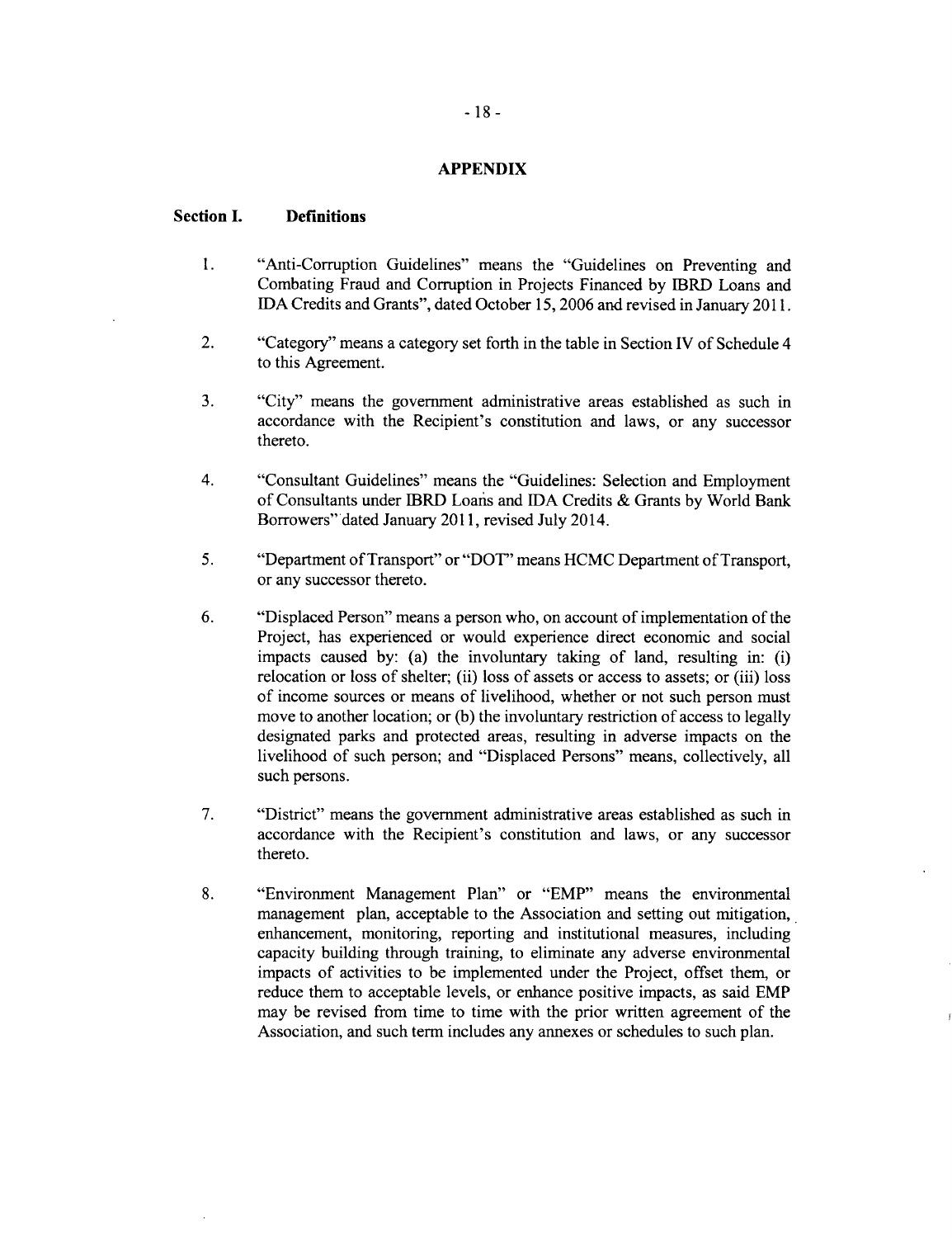## APPENDIX

### Section I. Definitions

1. "Anti-Corruption Guidelines" means the "Guidelines on Preventing and Combating Fraud and Corruption in Projects Financed by IBRD Loans and IDA Credits and Grants", dated October 15, 2006 and revised in January 2011.

2. "Category" means a category set forth in the table in Section IV of Schedule 4 to this Agreement.

3. "City" means the government administrative areas established as such in accordance with the Recipient's constitution and laws, or any successor thereto.

4. "Consultant Guidelines" means the "Guidelines: Selection and Employment of Consultants under IBRD Loans and IDA Credits & Grants by World Bank Borrowers" dated January 2011, revised July 2014.

5. "Department of Transport" or "DOT" means HCMC Department of Transport, or any successor thereto.

6. "Displaced Person" means a person who, on account of implementation of the Project, has experienced or would experience direct economic and social impacts caused by: (a) the involuntary taking of land, resulting in: (i) relocation or loss of shelter; (ii) loss of assets or access to assets; or (iii) loss of income sources or means of livelihood, whether or not such person must move to another location; or (b) the involuntary restriction of access to legally designated parks and protected areas, resulting in adverse impacts on the livelihood of such person; and "Displaced Persons" means, collectively, all such persons.

7. "District" means the government administrative areas established as such in accordance with the Recipient's constitution and laws, or any successor thereto.

8. "Environment Management Plan" or "EMP" means the environmental management plan, acceptable to the Association and setting out mitigation, enhancement, monitoring, reporting and institutional measures, including capacity building through training, to eliminate any adverse environmental impacts of activities to be implemented under the Project, offset them, or reduce them to acceptable levels, or enhance positive impacts, as said EMP may be revised from time to time with the prior written agreement of the Association, and such term includes any annexes or schedules to such plan.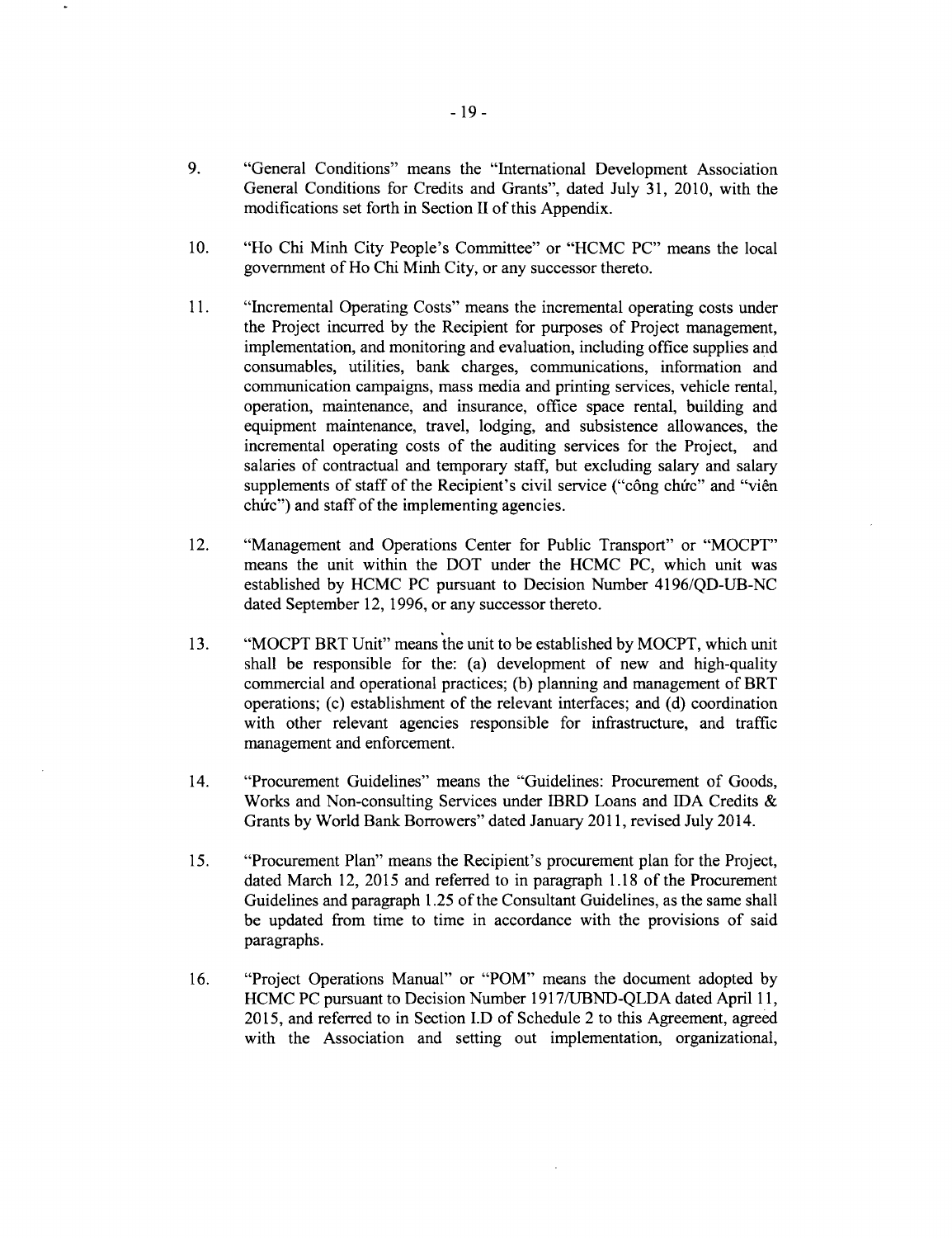9. "General Conditions" means the "International Development Association General Conditions for Credits and Grants", dated July 31, 2010, with the modifications set forth in Section II of this Appendix.

10. "Ho Chi Minh City People's Committee" or "HCMC PC" means the local government of Ho Chi Minh City, or any successor thereto.

11. "Incremental Operating Costs" means the incremental operating costs under the Project incurred by the Recipient for purposes of Project management, implementation, and monitoring and evaluation, including office supplies and consumables, utilities, bank charges, communications, information and communication campaigns, mass media and printing services, vehicle rental, operation, maintenance, and insurance, office space rental, building and equipment maintenance, travel, lodging, and subsistence allowances, the incremental operating costs of the auditing services for the Project, and salaries of contractual and temporary staff, but excluding salary and salary supplements of staff of the Recipient's civil service ("công chức" and "viên chức") and staff of the implementing agencies.

12. "Management and Operations Center for Public Transport" or "MOCPT" means the unit within the DOT under the HCMC PC, which unit was established by HCMC PC pursuant to Decision Number 4196/QD-UB-NC dated September 12, 1996, or any successor thereto.

13. "MOCPT BRT Unit" means the unit to be established by MOCPT, which unit shall be responsible for the: (a) development of new and high-quality commercial and operational practices; (b) planning and management of BRT operations; (c) establishment of the relevant interfaces; and (d) coordination with other relevant agencies responsible for infrastructure, and traffic management and enforcement.

14. "Procurement Guidelines" means the "Guidelines: Procurement of Goods, Works and Non-consulting Services under IBRD Loans and IDA Credits & Grants by World Bank Borrowers" dated January 2011, revised July 2014.

15. "Procurement Plan" means the Recipient's procurement plan for the Project, dated March 12, 2015 and referred to in paragraph 1.18 of the Procurement Guidelines and paragraph 1.25 of the Consultant Guidelines, as the same shall be updated from time to time in accordance with the provisions of said paragraphs.

16. "Project Operations Manual" or "POM" means the document adopted by HCMC PC pursuant to Decision Number 1917/UBND-QLDA dated April 11, 2015, and referred to in Section I.D of Schedule 2 to this Agreement, agreed with the Association and setting out implementation, organizational,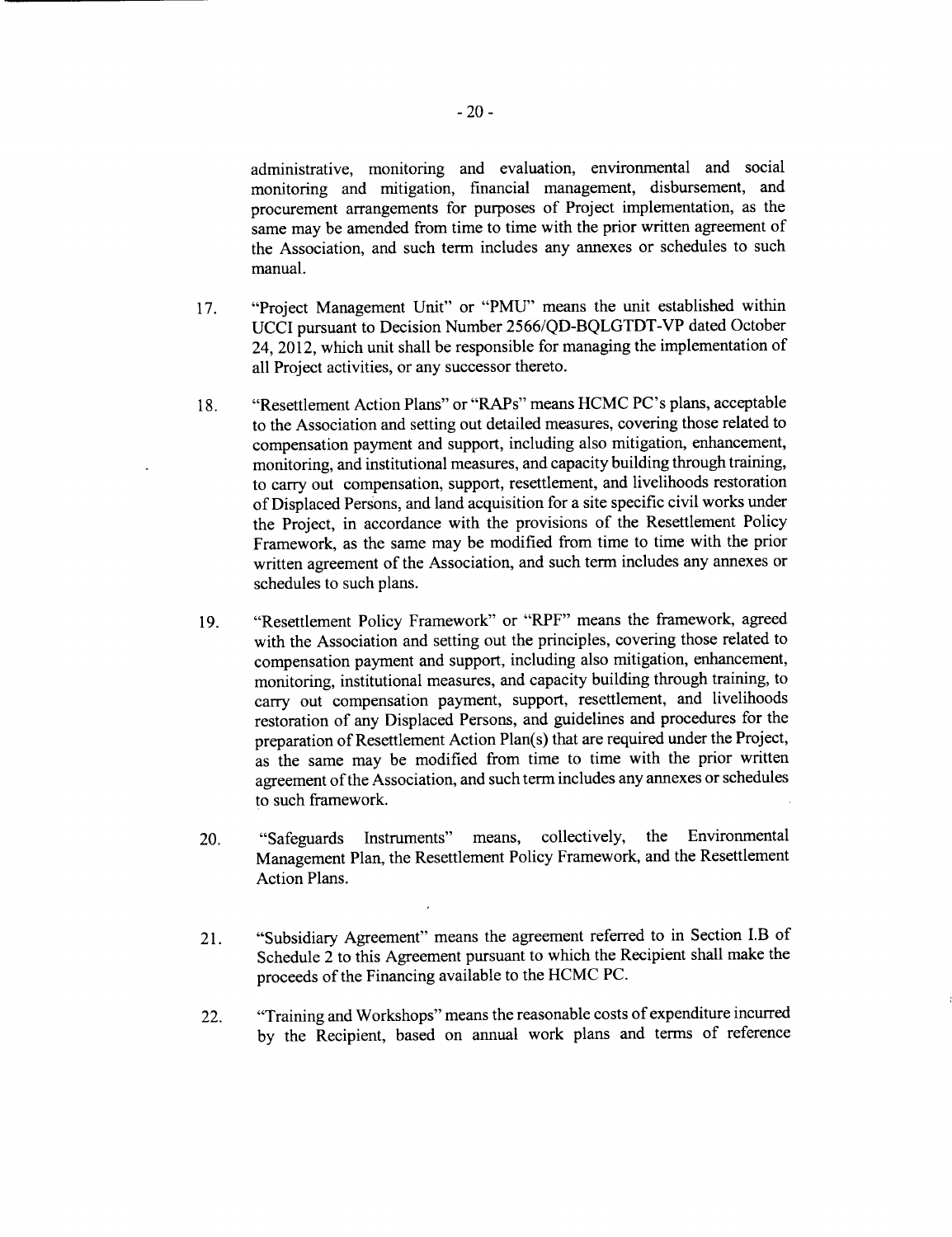administrative, monitoring and evaluation, environmental and social monitoring and mitigation, financial management, disbursement, and procurement arrangements for purposes of Project implementation, as the same may be amended from time to time with the prior written agreement of the Association, and such term includes any annexes or schedules to such manual.

17. "Project Management Unit" or "PMU" means the unit established within UCCI pursuant to Decision Number 2566/QD-BQLGTDT-VP dated October 24, 2012, which unit shall be responsible for managing the implementation of all Project activities, or any successor thereto.

18. "Resettlement Action Plans" or "RAPs" means HCMC PC's plans, acceptable to the Association and setting out detailed measures, covering those related to compensation payment and support, including also mitigation, enhancement, monitoring, and institutional measures, and capacity building through training, to carry out compensation, support, resettlement, and livelihoods restoration of Displaced Persons, and land acquisition for a site specific civil works under the Project, in accordance with the provisions of the Resettlement Policy Framework, as the same may be modified from time to time with the prior written agreement of the Association, and such term includes any annexes or schedules to such plans.

19. "Resettlement Policy Framework" or "RPF" means the framework, agreed with the Association and setting out the principles, covering those related to compensation payment and support, including also mitigation, enhancement, monitoring, institutional measures, and capacity building through training, to carry out compensation payment, support, resettlement, and livelihoods restoration of any Displaced Persons, and guidelines and procedures for the preparation of Resettlement Action Plan(s) that are required under the Project, as the same may be modified from time to time with the prior written agreement of the Association, and such term includes any annexes or schedules to such framework.

20. "Safeguards Instruments" means, collectively, the Environmental Management Plan, the Resettlement Policy Framework, and the Resettlement Action Plans.

21. "Subsidiary Agreement" means the agreement referred to in Section I.B of Schedule 2 to this Agreement pursuant to which the Recipient shall make the proceeds of the Financing available to the HCMC PC.

22. "Training and Workshops" means the reasonable costs of expenditure incurred by the Recipient, based on annual work plans and terms of reference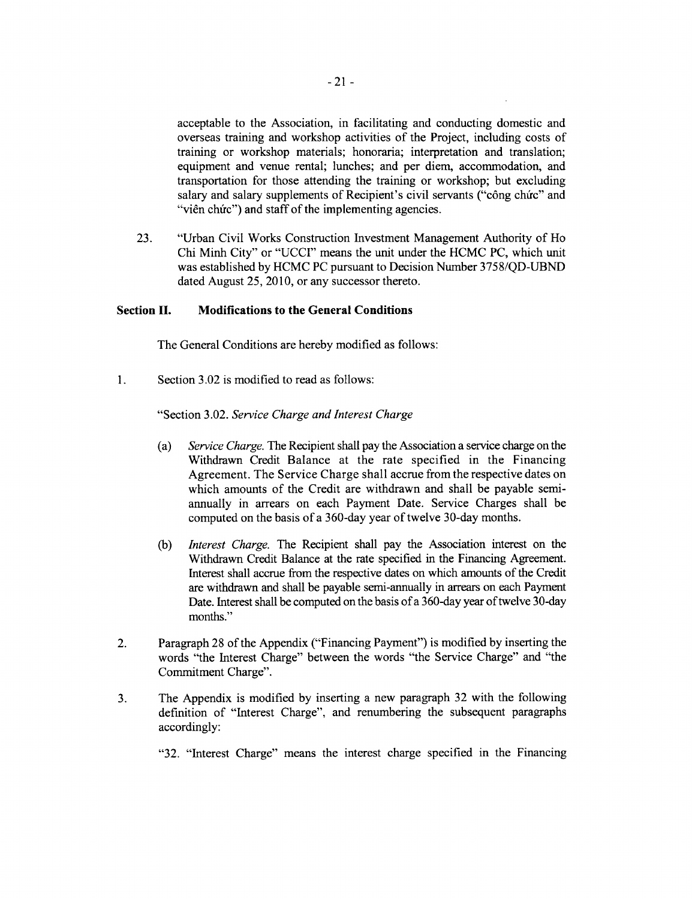acceptable to the Association, in facilitating and conducting domestic and overseas training and workshop activities of the Project, including costs of training or workshop materials; honoraria; interpretation and translation; equipment and venue rental; lunches; and per diem, accommodation, and transportation for those attending the training or workshop; but excluding salary and salary supplements of Recipient's civil servants ("công chức" and "viên chức") and staff of the implementing agencies.

23. "Urban Civil Works Construction Investment Management Authority of Ho Chi Minh City" or "UCCI" means the unit under the HCMC PC, which unit was established by HCMC PC pursuant to Decision Number 3758/QD-UBND dated August 25, 2010, or any successor thereto.

### Section II. Modifications to the General Conditions

The General Conditions are hereby modified as follows:

1. Section 3.02 is modified to read as follows:

   "Section 3.02. *Service Charge and Interest Charge*

   (a) *Service Charge.* The Recipient shall pay the Association a service charge on the Withdrawn Credit Balance at the rate specified in the Financing Agreement. The Service Charge shall accrue from the respective dates on which amounts of the Credit are withdrawn and shall be payable semi-annually in arrears on each Payment Date. Service Charges shall be computed on the basis of a 360-day year of twelve 30-day months.

   (b) *Interest Charge.* The Recipient shall pay the Association interest on the Withdrawn Credit Balance at the rate specified in the Financing Agreement. Interest shall accrue from the respective dates on which amounts of the Credit are withdrawn and shall be payable semi-annually in arrears on each Payment Date. Interest shall be computed on the basis of a 360-day year of twelve 30-day months."

2. Paragraph 28 of the Appendix ("Financing Payment") is modified by inserting the words "the Interest Charge" between the words "the Service Charge" and "the Commitment Charge".

3. The Appendix is modified by inserting a new paragraph 32 with the following definition of "Interest Charge", and renumbering the subsequent paragraphs accordingly:

   "32. "Interest Charge" means the interest charge specified in the Financing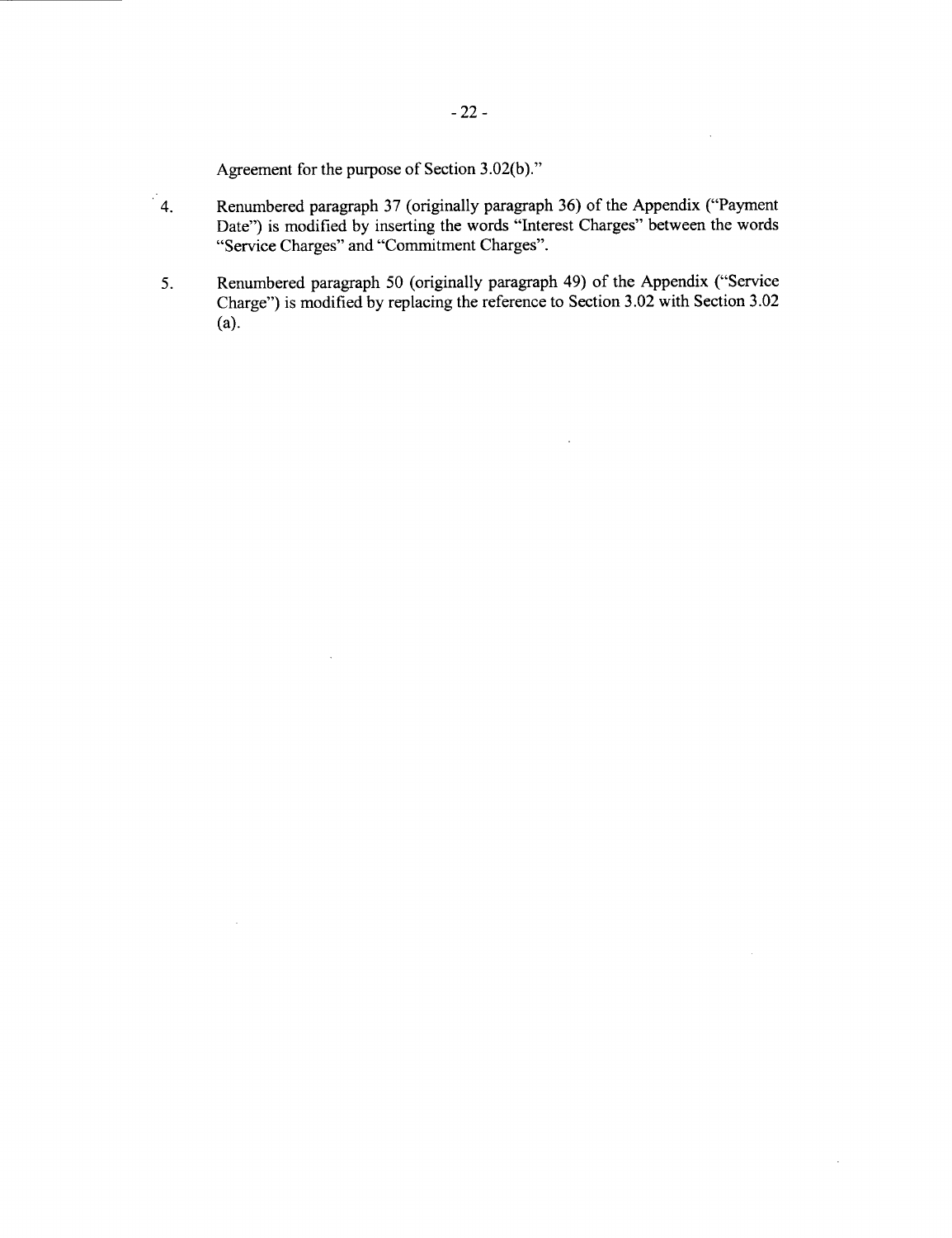Agreement for the purpose of Section 3.02(b)."

4. Renumbered paragraph 37 (originally paragraph 36) of the Appendix ("Payment Date") is modified by inserting the words "Interest Charges" between the words "Service Charges" and "Commitment Charges".

5. Renumbered paragraph 50 (originally paragraph 49) of the Appendix ("Service Charge") is modified by replacing the reference to Section 3.02 with Section 3.02 (a).